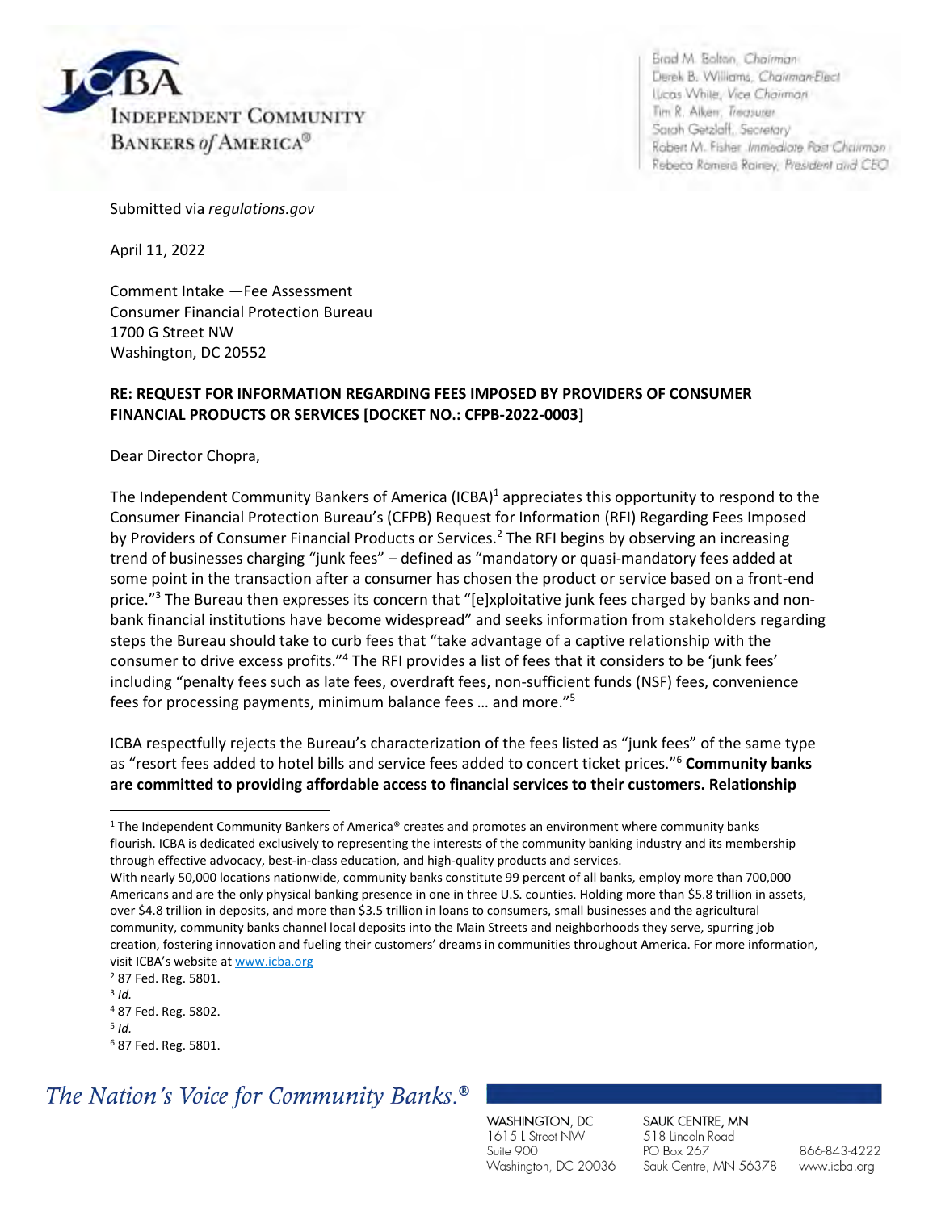Independent Community Bankers of America®

Brad M. Bolton, Chairman
Derek B. Williams, Chairman-Elect
Lucas White, Vice Chairman
Tim R. Aiken, Treasurer
Sarah Getzlaff, Secretary
Robert M. Fisher, Immediate Past Chairman
Rebeca Romero Rainey, President and CEO

Submitted via *regulations.gov*

April 11, 2022

Comment Intake —Fee Assessment
Consumer Financial Protection Bureau
1700 G Street NW
Washington, DC 20552

**RE: REQUEST FOR INFORMATION REGARDING FEES IMPOSED BY PROVIDERS OF CONSUMER FINANCIAL PRODUCTS OR SERVICES [DOCKET NO.: CFPB-2022-0003]**

Dear Director Chopra,

The Independent Community Bankers of America (ICBA)[1] appreciates this opportunity to respond to the Consumer Financial Protection Bureau's (CFPB) Request for Information (RFI) Regarding Fees Imposed by Providers of Consumer Financial Products or Services.[2] The RFI begins by observing an increasing trend of businesses charging "junk fees" – defined as "mandatory or quasi-mandatory fees added at some point in the transaction after a consumer has chosen the product or service based on a front-end price."[3] The Bureau then expresses its concern that "[e]xploitative junk fees charged by banks and non-bank financial institutions have become widespread" and seeks information from stakeholders regarding steps the Bureau should take to curb fees that "take advantage of a captive relationship with the consumer to drive excess profits."[4] The RFI provides a list of fees that it considers to be 'junk fees' including "penalty fees such as late fees, overdraft fees, non-sufficient funds (NSF) fees, convenience fees for processing payments, minimum balance fees … and more."[5]

ICBA respectfully rejects the Bureau's characterization of the fees listed as "junk fees" of the same type as "resort fees added to hotel bills and service fees added to concert ticket prices."[6] **Community banks are committed to providing affordable access to financial services to their customers. Relationship**

---

[1] The Independent Community Bankers of America® creates and promotes an environment where community banks flourish. ICBA is dedicated exclusively to representing the interests of the community banking industry and its membership through effective advocacy, best-in-class education, and high-quality products and services.
With nearly 50,000 locations nationwide, community banks constitute 99 percent of all banks, employ more than 700,000 Americans and are the only physical banking presence in one in three U.S. counties. Holding more than $5.8 trillion in assets, over $4.8 trillion in deposits, and more than $3.5 trillion in loans to consumers, small businesses and the agricultural community, community banks channel local deposits into the Main Streets and neighborhoods they serve, spurring job creation, fostering innovation and fueling their customers' dreams in communities throughout America. For more information, visit ICBA's website at www.icba.org

[2] 87 Fed. Reg. 5801.

[3] *Id.*

[4] 87 Fed. Reg. 5802.

[5] *Id.*

[6] 87 Fed. Reg. 5801.

*The Nation's Voice for Community Banks.®*

WASHINGTON, DC
1615 L Street NW
Suite 900
Washington, DC 20036

SAUK CENTRE, MN
518 Lincoln Road
PO Box 267
Sauk Centre, MN 56378

866-843-4222
www.icba.org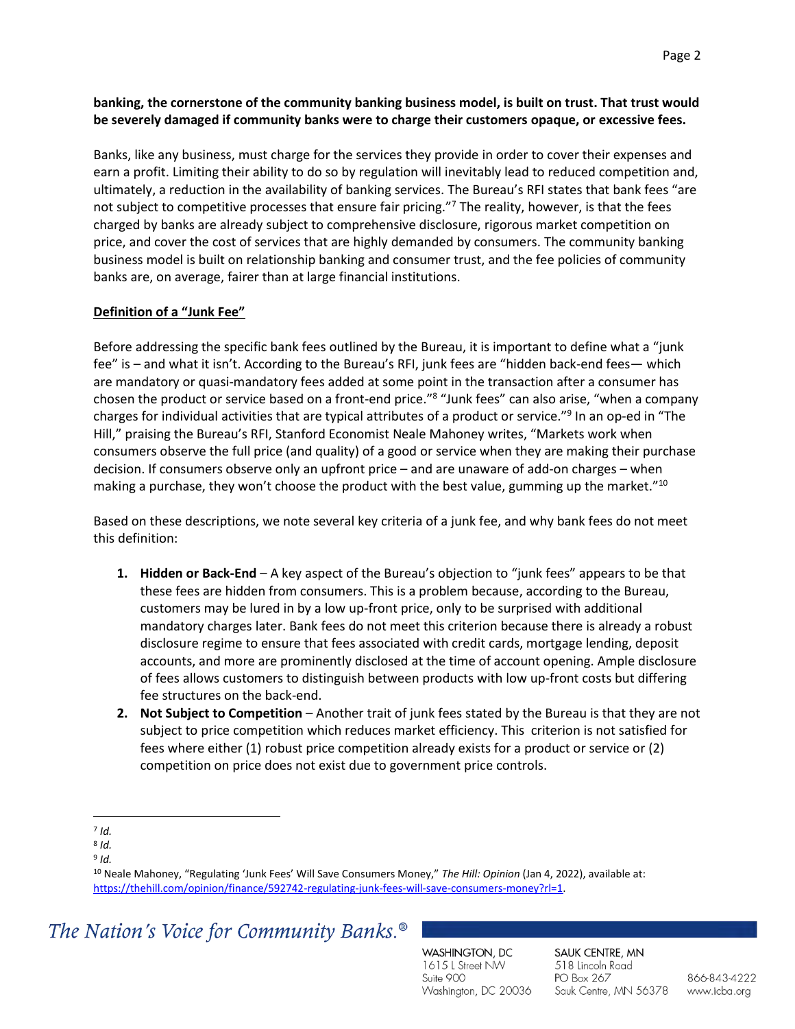**banking, the cornerstone of the community banking business model, is built on trust. That trust would be severely damaged if community banks were to charge their customers opaque, or excessive fees.**

Banks, like any business, must charge for the services they provide in order to cover their expenses and earn a profit. Limiting their ability to do so by regulation will inevitably lead to reduced competition and, ultimately, a reduction in the availability of banking services. The Bureau's RFI states that bank fees "are not subject to competitive processes that ensure fair pricing."[7] The reality, however, is that the fees charged by banks are already subject to comprehensive disclosure, rigorous market competition on price, and cover the cost of services that are highly demanded by consumers. The community banking business model is built on relationship banking and consumer trust, and the fee policies of community banks are, on average, fairer than at large financial institutions.

**<u>Definition of a "Junk Fee"</u>**

Before addressing the specific bank fees outlined by the Bureau, it is important to define what a "junk fee" is – and what it isn't. According to the Bureau's RFI, junk fees are "hidden back-end fees— which are mandatory or quasi-mandatory fees added at some point in the transaction after a consumer has chosen the product or service based on a front-end price."[8] "Junk fees" can also arise, "when a company charges for individual activities that are typical attributes of a product or service."[9] In an op-ed in "The Hill," praising the Bureau's RFI, Stanford Economist Neale Mahoney writes, "Markets work when consumers observe the full price (and quality) of a good or service when they are making their purchase decision. If consumers observe only an upfront price – and are unaware of add-on charges – when making a purchase, they won't choose the product with the best value, gumming up the market."[10]

Based on these descriptions, we note several key criteria of a junk fee, and why bank fees do not meet this definition:

1. **Hidden or Back-End** – A key aspect of the Bureau's objection to "junk fees" appears to be that these fees are hidden from consumers. This is a problem because, according to the Bureau, customers may be lured in by a low up-front price, only to be surprised with additional mandatory charges later. Bank fees do not meet this criterion because there is already a robust disclosure regime to ensure that fees associated with credit cards, mortgage lending, deposit accounts, and more are prominently disclosed at the time of account opening. Ample disclosure of fees allows customers to distinguish between products with low up-front costs but differing fee structures on the back-end.
2. **Not Subject to Competition** – Another trait of junk fees stated by the Bureau is that they are not subject to price competition which reduces market efficiency. This criterion is not satisfied for fees where either (1) robust price competition already exists for a product or service or (2) competition on price does not exist due to government price controls.

---

[7] *Id.*

[8] *Id.*

[9] *Id.*

[10] Neale Mahoney, "Regulating 'Junk Fees' Will Save Consumers Money," *The Hill: Opinion* (Jan 4, 2022), available at: https://thehill.com/opinion/finance/592742-regulating-junk-fees-will-save-consumers-money?rl=1.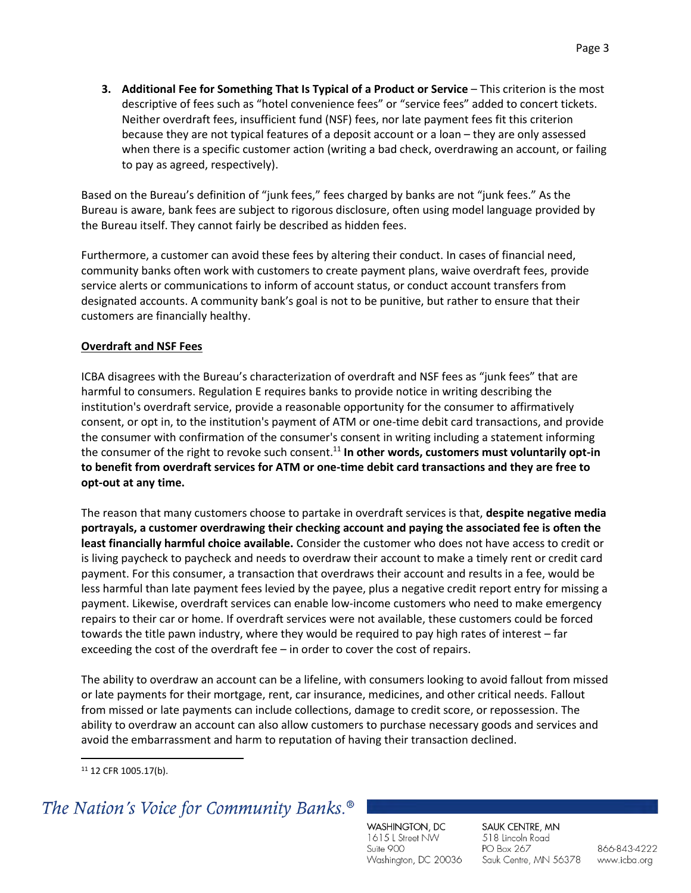3. **Additional Fee for Something That Is Typical of a Product or Service** – This criterion is the most descriptive of fees such as "hotel convenience fees" or "service fees" added to concert tickets. Neither overdraft fees, insufficient fund (NSF) fees, nor late payment fees fit this criterion because they are not typical features of a deposit account or a loan – they are only assessed when there is a specific customer action (writing a bad check, overdrawing an account, or failing to pay as agreed, respectively).

Based on the Bureau's definition of "junk fees," fees charged by banks are not "junk fees." As the Bureau is aware, bank fees are subject to rigorous disclosure, often using model language provided by the Bureau itself. They cannot fairly be described as hidden fees.

Furthermore, a customer can avoid these fees by altering their conduct. In cases of financial need, community banks often work with customers to create payment plans, waive overdraft fees, provide service alerts or communications to inform of account status, or conduct account transfers from designated accounts. A community bank's goal is not to be punitive, but rather to ensure that their customers are financially healthy.

## Overdraft and NSF Fees

ICBA disagrees with the Bureau's characterization of overdraft and NSF fees as "junk fees" that are harmful to consumers. Regulation E requires banks to provide notice in writing describing the institution's overdraft service, provide a reasonable opportunity for the consumer to affirmatively consent, or opt in, to the institution's payment of ATM or one-time debit card transactions, and provide the consumer with confirmation of the consumer's consent in writing including a statement informing the consumer of the right to revoke such consent.[11] **In other words, customers must voluntarily opt-in to benefit from overdraft services for ATM or one-time debit card transactions and they are free to opt-out at any time.**

The reason that many customers choose to partake in overdraft services is that, **despite negative media portrayals, a customer overdrawing their checking account and paying the associated fee is often the least financially harmful choice available.** Consider the customer who does not have access to credit or is living paycheck to paycheck and needs to overdraw their account to make a timely rent or credit card payment. For this consumer, a transaction that overdraws their account and results in a fee, would be less harmful than late payment fees levied by the payee, plus a negative credit report entry for missing a payment. Likewise, overdraft services can enable low-income customers who need to make emergency repairs to their car or home. If overdraft services were not available, these customers could be forced towards the title pawn industry, where they would be required to pay high rates of interest – far exceeding the cost of the overdraft fee – in order to cover the cost of repairs.

The ability to overdraw an account can be a lifeline, with consumers looking to avoid fallout from missed or late payments for their mortgage, rent, car insurance, medicines, and other critical needs. Fallout from missed or late payments can include collections, damage to credit score, or repossession. The ability to overdraw an account can also allow customers to purchase necessary goods and services and avoid the embarrassment and harm to reputation of having their transaction declined.

[11] 12 CFR 1005.17(b).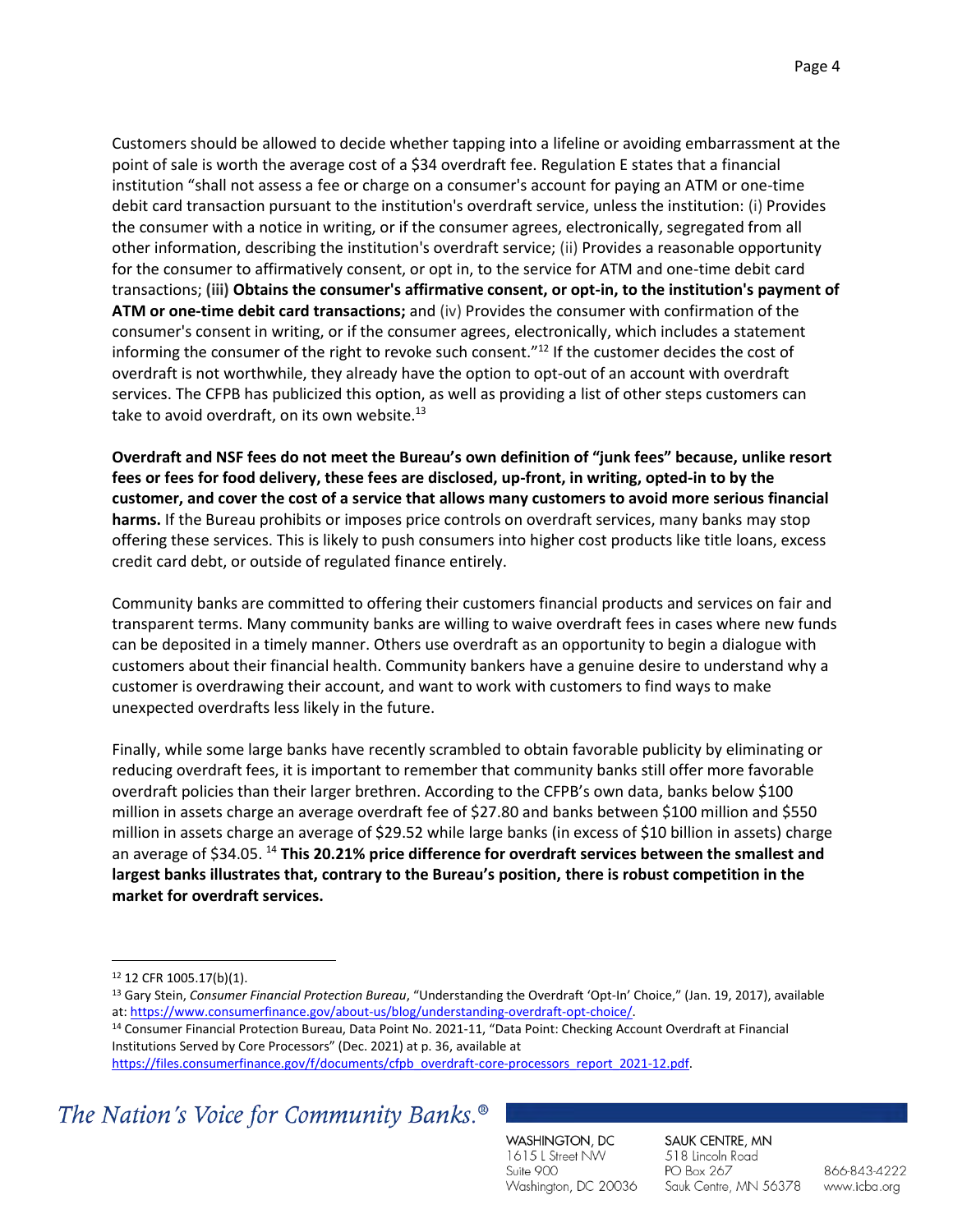Customers should be allowed to decide whether tapping into a lifeline or avoiding embarrassment at the point of sale is worth the average cost of a $34 overdraft fee. Regulation E states that a financial institution "shall not assess a fee or charge on a consumer's account for paying an ATM or one-time debit card transaction pursuant to the institution's overdraft service, unless the institution: (i) Provides the consumer with a notice in writing, or if the consumer agrees, electronically, segregated from all other information, describing the institution's overdraft service; (ii) Provides a reasonable opportunity for the consumer to affirmatively consent, or opt in, to the service for ATM and one-time debit card transactions; **(iii) Obtains the consumer's affirmative consent, or opt-in, to the institution's payment of ATM or one-time debit card transactions;** and (iv) Provides the consumer with confirmation of the consumer's consent in writing, or if the consumer agrees, electronically, which includes a statement informing the consumer of the right to revoke such consent."[12] If the customer decides the cost of overdraft is not worthwhile, they already have the option to opt-out of an account with overdraft services. The CFPB has publicized this option, as well as providing a list of other steps customers can take to avoid overdraft, on its own website.[13]

**Overdraft and NSF fees do not meet the Bureau's own definition of "junk fees" because, unlike resort fees or fees for food delivery, these fees are disclosed, up-front, in writing, opted-in to by the customer, and cover the cost of a service that allows many customers to avoid more serious financial harms.** If the Bureau prohibits or imposes price controls on overdraft services, many banks may stop offering these services. This is likely to push consumers into higher cost products like title loans, excess credit card debt, or outside of regulated finance entirely.

Community banks are committed to offering their customers financial products and services on fair and transparent terms. Many community banks are willing to waive overdraft fees in cases where new funds can be deposited in a timely manner. Others use overdraft as an opportunity to begin a dialogue with customers about their financial health. Community bankers have a genuine desire to understand why a customer is overdrawing their account, and want to work with customers to find ways to make unexpected overdrafts less likely in the future.

Finally, while some large banks have recently scrambled to obtain favorable publicity by eliminating or reducing overdraft fees, it is important to remember that community banks still offer more favorable overdraft policies than their larger brethren. According to the CFPB's own data, banks below $100 million in assets charge an average overdraft fee of $27.80 and banks between $100 million and $550 million in assets charge an average of $29.52 while large banks (in excess of $10 billion in assets) charge an average of $34.05.[14] **This 20.21% price difference for overdraft services between the smallest and largest banks illustrates that, contrary to the Bureau's position, there is robust competition in the market for overdraft services.**

---

[12] 12 CFR 1005.17(b)(1).

[13] Gary Stein, *Consumer Financial Protection Bureau*, "Understanding the Overdraft 'Opt-In' Choice," (Jan. 19, 2017), available at: https://www.consumerfinance.gov/about-us/blog/understanding-overdraft-opt-choice/.

[14] Consumer Financial Protection Bureau, Data Point No. 2021-11, "Data Point: Checking Account Overdraft at Financial Institutions Served by Core Processors" (Dec. 2021) at p. 36, available at https://files.consumerfinance.gov/f/documents/cfpb_overdraft-core-processors_report_2021-12.pdf.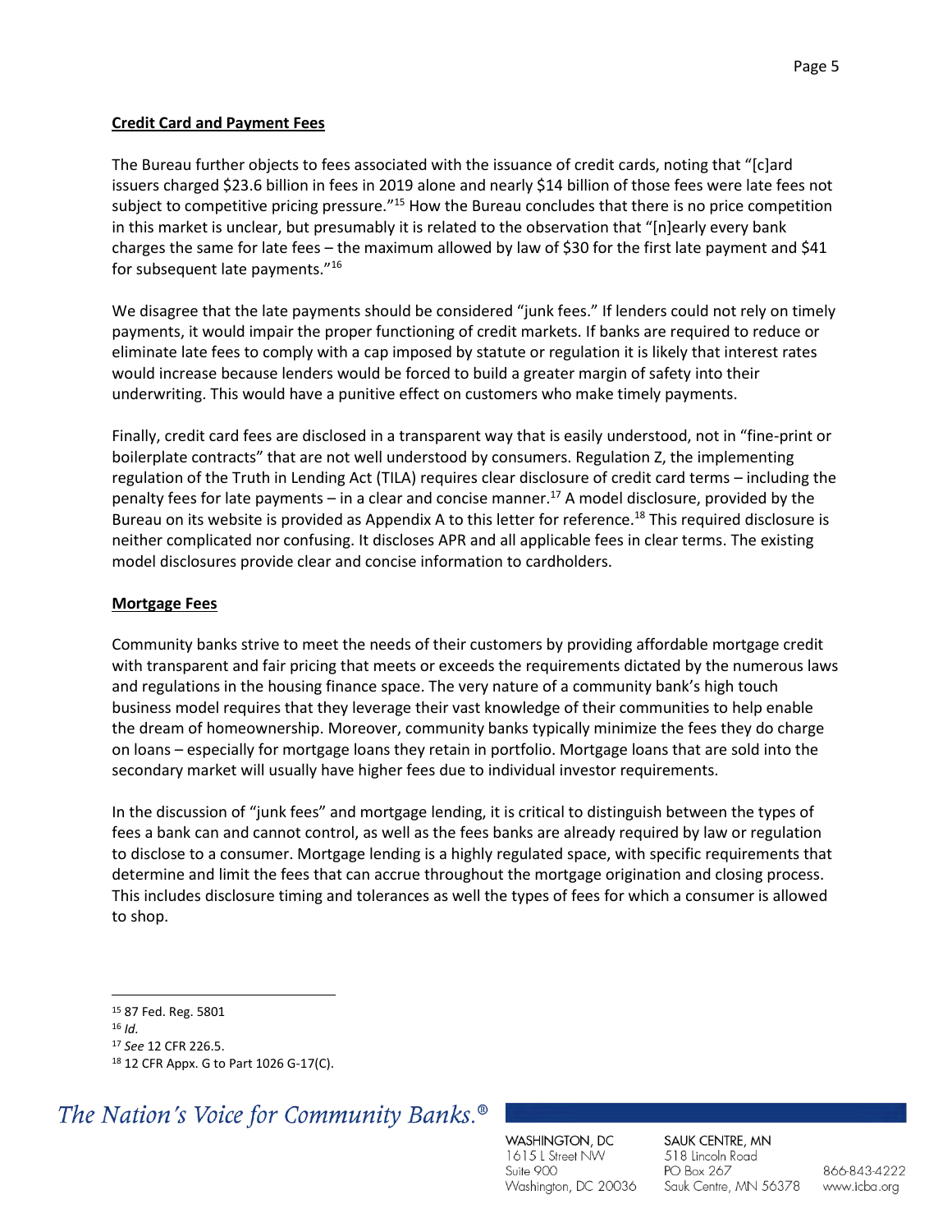**Credit Card and Payment Fees**

The Bureau further objects to fees associated with the issuance of credit cards, noting that "[c]ard issuers charged $23.6 billion in fees in 2019 alone and nearly $14 billion of those fees were late fees not subject to competitive pricing pressure."[15] How the Bureau concludes that there is no price competition in this market is unclear, but presumably it is related to the observation that "[n]early every bank charges the same for late fees – the maximum allowed by law of $30 for the first late payment and $41 for subsequent late payments."[16]

We disagree that the late payments should be considered "junk fees." If lenders could not rely on timely payments, it would impair the proper functioning of credit markets. If banks are required to reduce or eliminate late fees to comply with a cap imposed by statute or regulation it is likely that interest rates would increase because lenders would be forced to build a greater margin of safety into their underwriting. This would have a punitive effect on customers who make timely payments.

Finally, credit card fees are disclosed in a transparent way that is easily understood, not in "fine-print or boilerplate contracts" that are not well understood by consumers. Regulation Z, the implementing regulation of the Truth in Lending Act (TILA) requires clear disclosure of credit card terms – including the penalty fees for late payments – in a clear and concise manner.[17] A model disclosure, provided by the Bureau on its website is provided as Appendix A to this letter for reference.[18] This required disclosure is neither complicated nor confusing. It discloses APR and all applicable fees in clear terms. The existing model disclosures provide clear and concise information to cardholders.

**Mortgage Fees**

Community banks strive to meet the needs of their customers by providing affordable mortgage credit with transparent and fair pricing that meets or exceeds the requirements dictated by the numerous laws and regulations in the housing finance space. The very nature of a community bank's high touch business model requires that they leverage their vast knowledge of their communities to help enable the dream of homeownership. Moreover, community banks typically minimize the fees they do charge on loans – especially for mortgage loans they retain in portfolio. Mortgage loans that are sold into the secondary market will usually have higher fees due to individual investor requirements.

In the discussion of "junk fees" and mortgage lending, it is critical to distinguish between the types of fees a bank can and cannot control, as well as the fees banks are already required by law or regulation to disclose to a consumer. Mortgage lending is a highly regulated space, with specific requirements that determine and limit the fees that can accrue throughout the mortgage origination and closing process. This includes disclosure timing and tolerances as well the types of fees for which a consumer is allowed to shop.

---

[15] 87 Fed. Reg. 5801

[16] *Id.*

[17] *See* 12 CFR 226.5.

[18] 12 CFR Appx. G to Part 1026 G-17(C).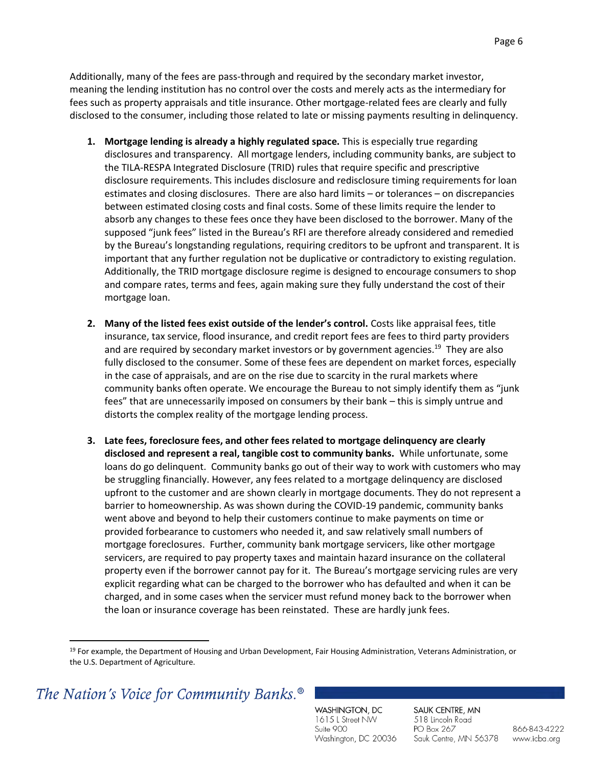Additionally, many of the fees are pass-through and required by the secondary market investor, meaning the lending institution has no control over the costs and merely acts as the intermediary for fees such as property appraisals and title insurance. Other mortgage-related fees are clearly and fully disclosed to the consumer, including those related to late or missing payments resulting in delinquency.

1. **Mortgage lending is already a highly regulated space.** This is especially true regarding disclosures and transparency. All mortgage lenders, including community banks, are subject to the TILA-RESPA Integrated Disclosure (TRID) rules that require specific and prescriptive disclosure requirements. This includes disclosure and redisclosure timing requirements for loan estimates and closing disclosures. There are also hard limits – or tolerances – on discrepancies between estimated closing costs and final costs. Some of these limits require the lender to absorb any changes to these fees once they have been disclosed to the borrower. Many of the supposed "junk fees" listed in the Bureau's RFI are therefore already considered and remedied by the Bureau's longstanding regulations, requiring creditors to be upfront and transparent. It is important that any further regulation not be duplicative or contradictory to existing regulation. Additionally, the TRID mortgage disclosure regime is designed to encourage consumers to shop and compare rates, terms and fees, again making sure they fully understand the cost of their mortgage loan.

2. **Many of the listed fees exist outside of the lender's control.** Costs like appraisal fees, title insurance, tax service, flood insurance, and credit report fees are fees to third party providers and are required by secondary market investors or by government agencies.[19] They are also fully disclosed to the consumer. Some of these fees are dependent on market forces, especially in the case of appraisals, and are on the rise due to scarcity in the rural markets where community banks often operate. We encourage the Bureau to not simply identify them as "junk fees" that are unnecessarily imposed on consumers by their bank – this is simply untrue and distorts the complex reality of the mortgage lending process.

3. **Late fees, foreclosure fees, and other fees related to mortgage delinquency are clearly disclosed and represent a real, tangible cost to community banks.** While unfortunate, some loans do go delinquent. Community banks go out of their way to work with customers who may be struggling financially. However, any fees related to a mortgage delinquency are disclosed upfront to the customer and are shown clearly in mortgage documents. They do not represent a barrier to homeownership. As was shown during the COVID-19 pandemic, community banks went above and beyond to help their customers continue to make payments on time or provided forbearance to customers who needed it, and saw relatively small numbers of mortgage foreclosures. Further, community bank mortgage servicers, like other mortgage servicers, are required to pay property taxes and maintain hazard insurance on the collateral property even if the borrower cannot pay for it. The Bureau's mortgage servicing rules are very explicit regarding what can be charged to the borrower who has defaulted and when it can be charged, and in some cases when the servicer must refund money back to the borrower when the loan or insurance coverage has been reinstated. These are hardly junk fees.

---

[19] For example, the Department of Housing and Urban Development, Fair Housing Administration, Veterans Administration, or the U.S. Department of Agriculture.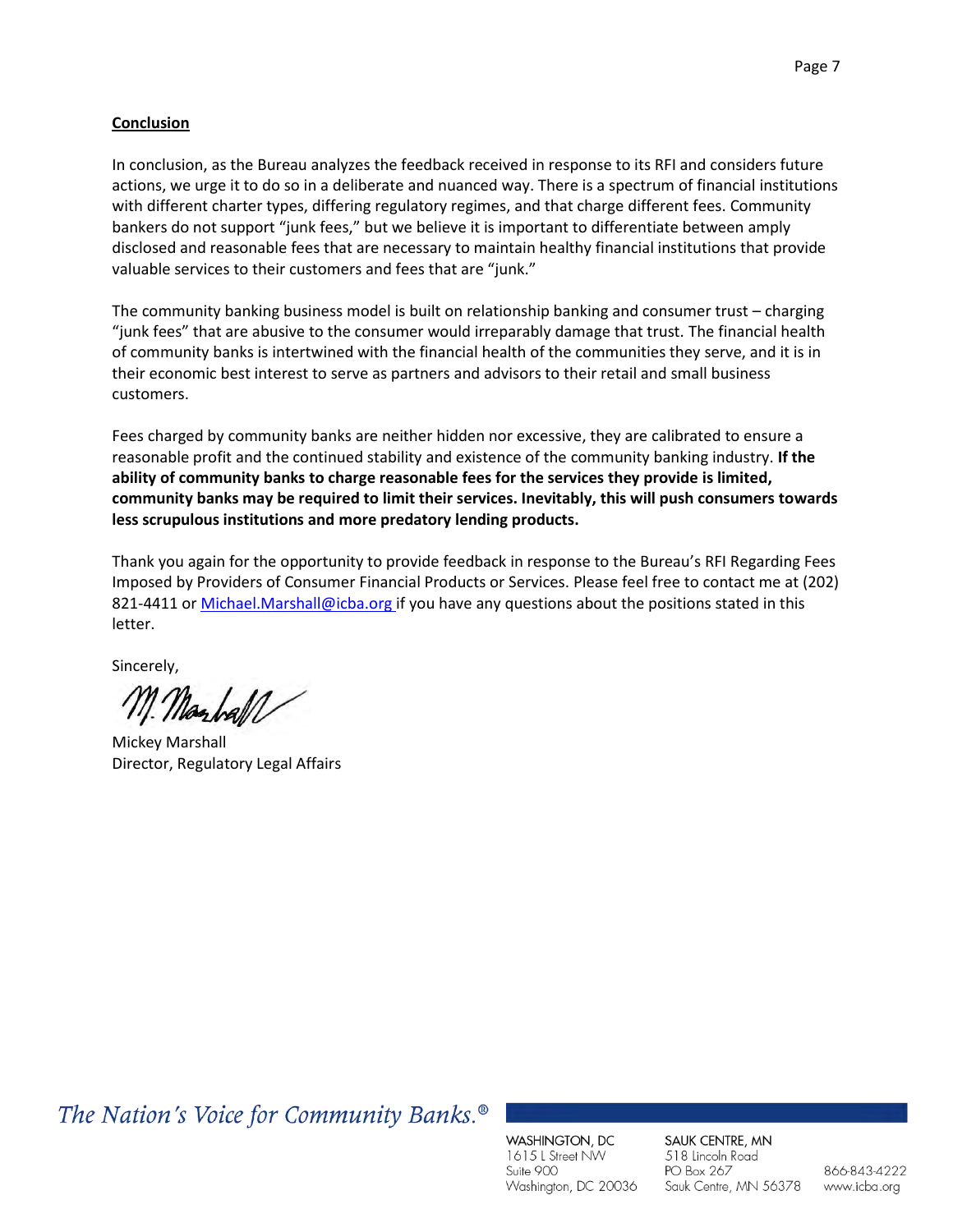**Conclusion**

In conclusion, as the Bureau analyzes the feedback received in response to its RFI and considers future actions, we urge it to do so in a deliberate and nuanced way. There is a spectrum of financial institutions with different charter types, differing regulatory regimes, and that charge different fees. Community bankers do not support "junk fees," but we believe it is important to differentiate between amply disclosed and reasonable fees that are necessary to maintain healthy financial institutions that provide valuable services to their customers and fees that are "junk."

The community banking business model is built on relationship banking and consumer trust – charging "junk fees" that are abusive to the consumer would irreparably damage that trust. The financial health of community banks is intertwined with the financial health of the communities they serve, and it is in their economic best interest to serve as partners and advisors to their retail and small business customers.

Fees charged by community banks are neither hidden nor excessive, they are calibrated to ensure a reasonable profit and the continued stability and existence of the community banking industry. **If the ability of community banks to charge reasonable fees for the services they provide is limited, community banks may be required to limit their services. Inevitably, this will push consumers towards less scrupulous institutions and more predatory lending products.**

Thank you again for the opportunity to provide feedback in response to the Bureau's RFI Regarding Fees Imposed by Providers of Consumer Financial Products or Services. Please feel free to contact me at (202) 821-4411 or Michael.Marshall@icba.org if you have any questions about the positions stated in this letter.

Sincerely,

M. Marshall

Mickey Marshall
Director, Regulatory Legal Affairs

*The Nation's Voice for Community Banks.®*

WASHINGTON, DC
1615 L Street NW
Suite 900
Washington, DC 20036

SAUK CENTRE, MN
518 Lincoln Road
PO Box 267
Sauk Centre, MN 56378

866-843-4222
www.icba.org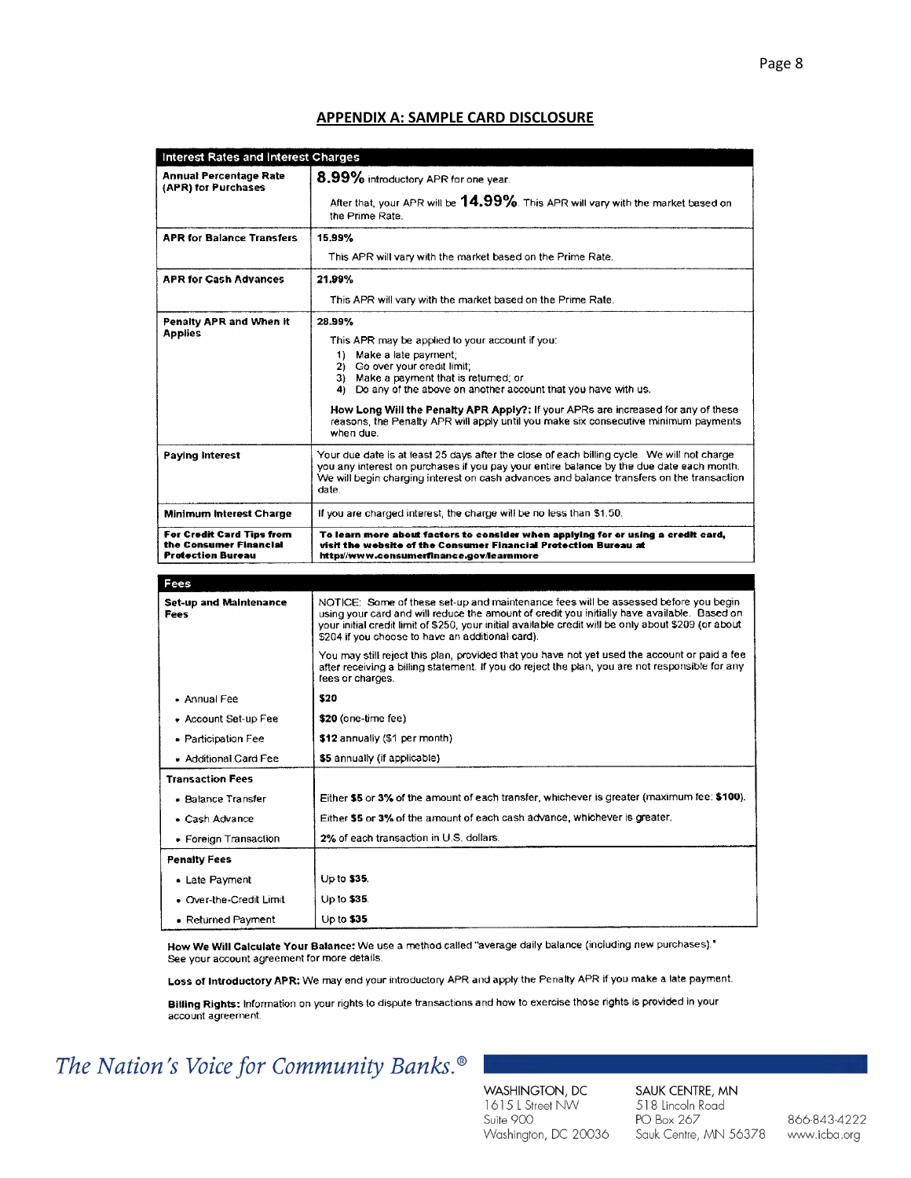## APPENDIX A: SAMPLE CARD DISCLOSURE

| Interest Rates and Interest Charges | |
|---|---|
| **Annual Percentage Rate (APR) for Purchases** | **8.99%** introductory APR for one year.<br><br>After that, your APR will be **14.99%**. This APR will vary with the market based on the Prime Rate. |
| **APR for Balance Transfers** | **15.99%**<br><br>This APR will vary with the market based on the Prime Rate. |
| **APR for Cash Advances** | **21.99%**<br><br>This APR will vary with the market based on the Prime Rate. |
| **Penalty APR and When it Applies** | **28.99%**<br><br>This APR may be applied to your account if you:<br>1) Make a late payment;<br>2) Go over your credit limit;<br>3) Make a payment that is returned; or<br>4) Do any of the above on another account that you have with us.<br><br>**How Long Will the Penalty APR Apply?:** If your APRs are increased for any of these reasons, the Penalty APR will apply until you make six consecutive minimum payments when due. |
| **Paying Interest** | Your due date is at least 25 days after the close of each billing cycle. We will not charge you any interest on purchases if you pay your entire balance by the due date each month. We will begin charging interest on cash advances and balance transfers on the transaction date. |
| **Minimum Interest Charge** | If you are charged interest, the charge will be no less than $1.50. |
| **For Credit Card Tips from the Consumer Financial Protection Bureau** | **To learn more about factors to consider when applying for or using a credit card, visit the website of the Consumer Financial Protection Bureau at http://www.consumerfinance.gov/learnmore** |

| Fees | |
|---|---|
| **Set-up and Maintenance Fees** | NOTICE: Some of these set-up and maintenance fees will be assessed before you begin using your card and will reduce the amount of credit you initially have available. Based on your initial credit limit of $250, your initial available credit will be only about $209 (or about $204 if you choose to have an additional card).<br><br>You may still reject this plan, provided that you have not yet used the account or paid a fee after receiving a billing statement. If you do reject the plan, you are not responsible for any fees or charges. |
| • Annual Fee | **$20** |
| • Account Set-up Fee | **$20** (one-time fee) |
| • Participation Fee | **$12** annually ($1 per month) |
| • Additional Card Fee | **$5** annually (if applicable) |
| **Transaction Fees** | |
| • Balance Transfer | Either **$5** or **3%** of the amount of each transfer, whichever is greater (maximum fee: **$100**). |
| • Cash Advance | Either **$5** or **3%** of the amount of each cash advance, whichever is greater. |
| • Foreign Transaction | **2%** of each transaction in U.S. dollars. |
| **Penalty Fees** | |
| • Late Payment | Up to **$35**. |
| • Over-the-Credit Limit | Up to **$35**. |
| • Returned Payment | Up to **$35**. |

**How We Will Calculate Your Balance:** We use a method called "average daily balance (including new purchases)." See your account agreement for more details.

**Loss of Introductory APR:** We may end your introductory APR and apply the Penalty APR if you make a late payment.

**Billing Rights:** Information on your rights to dispute transactions and how to exercise those rights is provided in your account agreement.

*The Nation's Voice for Community Banks.®*

WASHINGTON, DC
1615 L Street NW
Suite 900
Washington, DC 20036

SAUK CENTRE, MN
518 Lincoln Road
PO Box 267
Sauk Centre, MN 56378

866-843-4222
www.icba.org